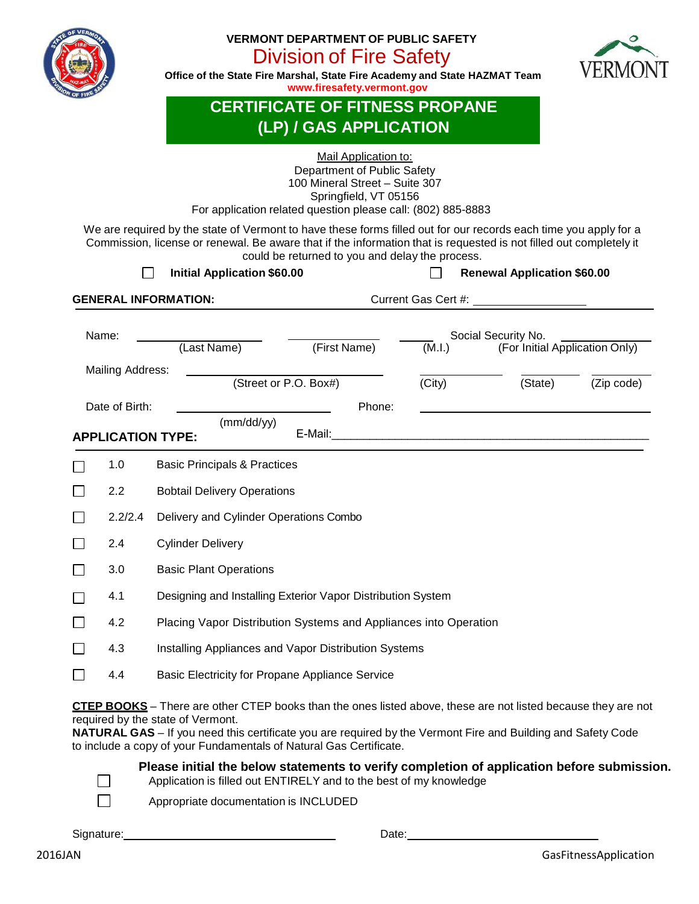**VERMONT DEPARTMENT OF PUBLIC SAFETY**

# Division of Fire Safety

**Office of the State Fire Marshal, State Fire Academy and State HAZMAT Team**

**www.firesafety.vermont.gov**

VERMONT

## CERTIFICATE OF FITNESS PROPANE (LP) / GAS APPLICATION

Mail Application to:
Department of Public Safety
100 Mineral Street – Suite 307
Springfield, VT 05156
For application related question please call: (802) 885-8883

We are required by the state of Vermont to have these forms filled out for our records each time you apply for a Commission, license or renewal. Be aware that if the information that is requested is not filled out completely it could be returned to you and delay the process.

☐ **Initial Application $60.00** ☐ **Renewal Application $60.00**

**GENERAL INFORMATION:** Current Gas Cert #: ____________________

Name: ____________________ (Last Name) ____________________ (First Name) ________ (M.I.) Social Security No. ____________________ (For Initial Application Only)

Mailing Address: ____________________ (Street or P.O. Box#) ____________ (City) ________ (State) ________ (Zip code)

Date of Birth: ____________________ (mm/dd/yy) Phone: ____________________

E-Mail: ____________________

**APPLICATION TYPE:**

- ☐ 1.0 Basic Principals & Practices
- ☐ 2.2 Bobtail Delivery Operations
- ☐ 2.2/2.4 Delivery and Cylinder Operations Combo
- ☐ 2.4 Cylinder Delivery
- ☐ 3.0 Basic Plant Operations
- ☐ 4.1 Designing and Installing Exterior Vapor Distribution System
- ☐ 4.2 Placing Vapor Distribution Systems and Appliances into Operation
- ☐ 4.3 Installing Appliances and Vapor Distribution Systems
- ☐ 4.4 Basic Electricity for Propane Appliance Service

**CTEP BOOKS** – There are other CTEP books than the ones listed above, these are not listed because they are not required by the state of Vermont.
**NATURAL GAS** – If you need this certificate you are required by the Vermont Fire and Building and Safety Code to include a copy of your Fundamentals of Natural Gas Certificate.

**Please initial the below statements to verify completion of application before submission.**

- ☐ Application is filled out ENTIRELY and to the best of my knowledge
- ☐ Appropriate documentation is INCLUDED

Signature: ____________________ Date: ____________________

2016JAN GasFitnessApplication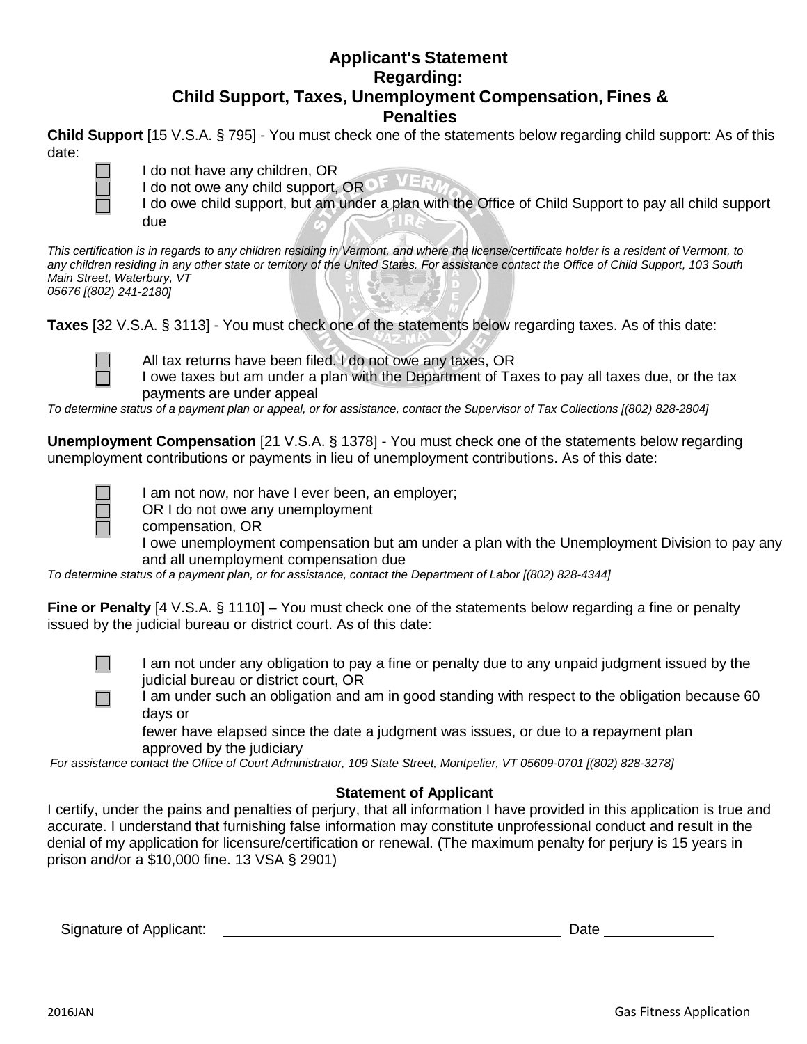## Applicant's Statement
## Regarding:
## Child Support, Taxes, Unemployment Compensation, Fines & Penalties

**Child Support** [15 V.S.A. § 795] - You must check one of the statements below regarding child support: As of this date:

- ☐ I do not have any children, OR
- ☐ I do not owe any child support, OR
- ☐ I do owe child support, but am under a plan with the Office of Child Support to pay all child support due

*This certification is in regards to any children residing in Vermont, and where the license/certificate holder is a resident of Vermont, to any children residing in any other state or territory of the United States. For assistance contact the Office of Child Support, 103 South Main Street, Waterbury, VT 05676 [(802) 241-2180]*

**Taxes** [32 V.S.A. § 3113] - You must check one of the statements below regarding taxes. As of this date:

- ☐ All tax returns have been filed. I do not owe any taxes, OR
- ☐ I owe taxes but am under a plan with the Department of Taxes to pay all taxes due, or the tax payments are under appeal

*To determine status of a payment plan or appeal, or for assistance, contact the Supervisor of Tax Collections [(802) 828-2804]*

**Unemployment Compensation** [21 V.S.A. § 1378] - You must check one of the statements below regarding unemployment contributions or payments in lieu of unemployment contributions. As of this date:

- ☐ I am not now, nor have I ever been, an employer;
- ☐ OR I do not owe any unemployment compensation, OR
- ☐ I owe unemployment compensation but am under a plan with the Unemployment Division to pay any and all unemployment compensation due

*To determine status of a payment plan, or for assistance, contact the Department of Labor [(802) 828-4344]*

**Fine or Penalty** [4 V.S.A. § 1110] – You must check one of the statements below regarding a fine or penalty issued by the judicial bureau or district court. As of this date:

- ☐ I am not under any obligation to pay a fine or penalty due to any unpaid judgment issued by the judicial bureau or district court, OR
- ☐ I am under such an obligation and am in good standing with respect to the obligation because 60 days or fewer have elapsed since the date a judgment was issues, or due to a repayment plan approved by the judiciary

*For assistance contact the Office of Court Administrator, 109 State Street, Montpelier, VT 05609-0701 [(802) 828-3278]*

**Statement of Applicant**

I certify, under the pains and penalties of perjury, that all information I have provided in this application is true and accurate. I understand that furnishing false information may constitute unprofessional conduct and result in the denial of my application for licensure/certification or renewal. (The maximum penalty for perjury is 15 years in prison and/or a $10,000 fine. 13 VSA § 2901)

Signature of Applicant: ______________________________ Date ____________

2016JAN Gas Fitness Application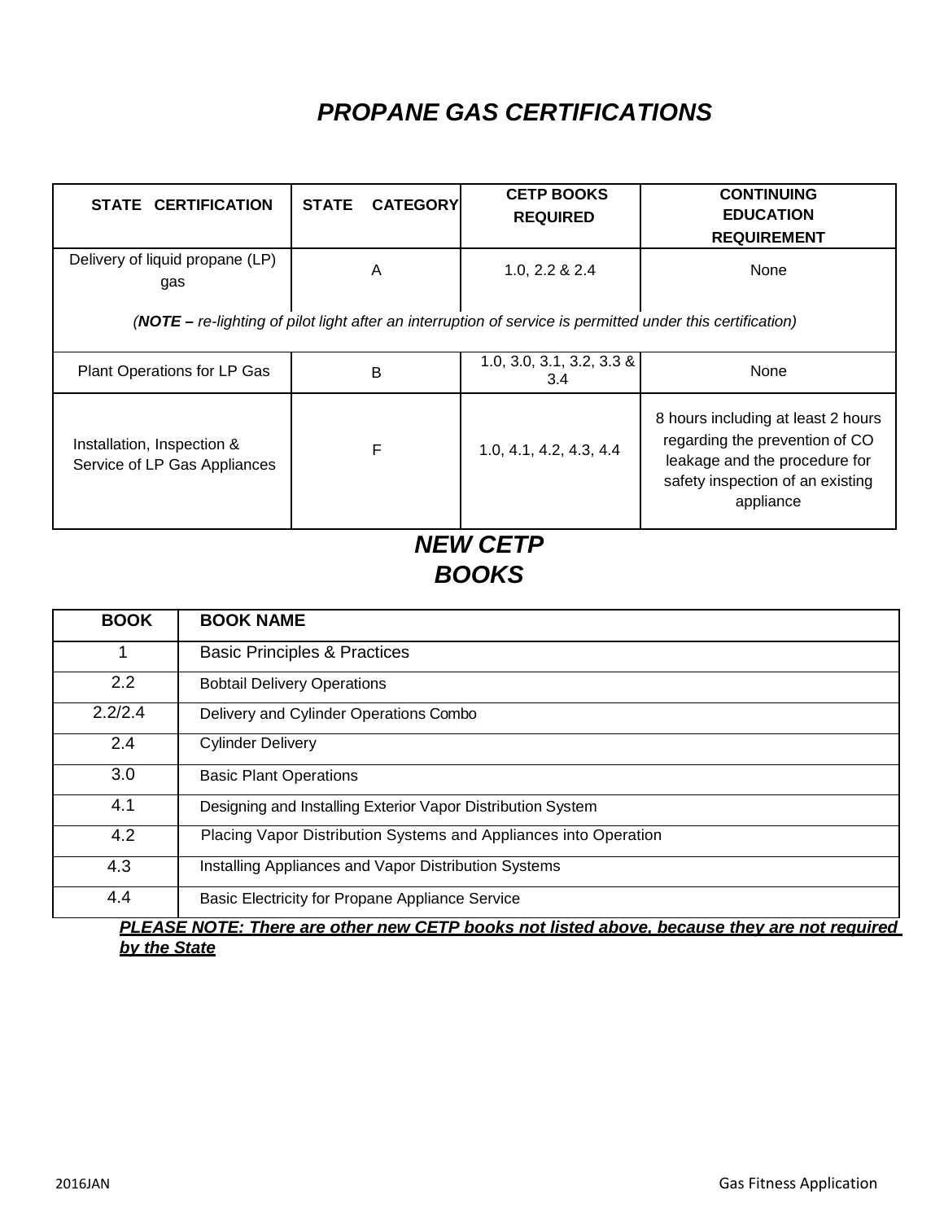# *PROPANE GAS CERTIFICATIONS*

| STATE CERTIFICATION | STATE CATEGORY | CETP BOOKS REQUIRED | CONTINUING EDUCATION REQUIREMENT |
|---|---|---|---|
| Delivery of liquid propane (LP) gas | A | 1.0, 2.2 & 2.4 | None |
| *(**NOTE –** re-lighting of pilot light after an interruption of service is permitted under this certification)* | | | |
| Plant Operations for LP Gas | B | 1.0, 3.0, 3.1, 3.2, 3.3 & 3.4 | None |
| Installation, Inspection & Service of LP Gas Appliances | F | 1.0, 4.1, 4.2, 4.3, 4.4 | 8 hours including at least 2 hours regarding the prevention of CO leakage and the procedure for safety inspection of an existing appliance |

## *NEW CETP BOOKS*

| BOOK | BOOK NAME |
|---|---|
| 1 | Basic Principles & Practices |
| 2.2 | Bobtail Delivery Operations |
| 2.2/2.4 | Delivery and Cylinder Operations Combo |
| 2.4 | Cylinder Delivery |
| 3.0 | Basic Plant Operations |
| 4.1 | Designing and Installing Exterior Vapor Distribution System |
| 4.2 | Placing Vapor Distribution Systems and Appliances into Operation |
| 4.3 | Installing Appliances and Vapor Distribution Systems |
| 4.4 | Basic Electricity for Propane Appliance Service |

***PLEASE NOTE: There are other new CETP books not listed above, because they are not required by the State***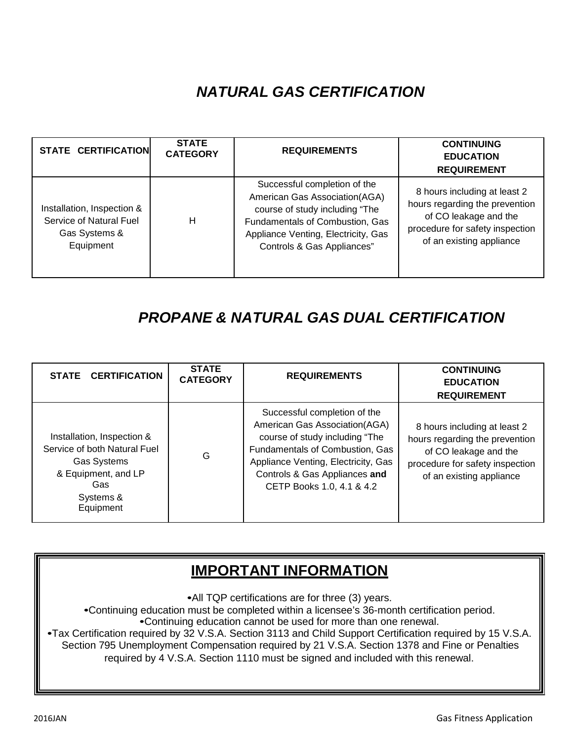## *NATURAL GAS CERTIFICATION*

| STATE CERTIFICATION | STATE CATEGORY | REQUIREMENTS | CONTINUING EDUCATION REQUIREMENT |
|---|---|---|---|
| Installation, Inspection & Service of Natural Fuel Gas Systems & Equipment | H | Successful completion of the American Gas Association(AGA) course of study including "The Fundamentals of Combustion, Gas Appliance Venting, Electricity, Gas Controls & Gas Appliances" | 8 hours including at least 2 hours regarding the prevention of CO leakage and the procedure for safety inspection of an existing appliance |

## *PROPANE & NATURAL GAS DUAL CERTIFICATION*

| STATE CERTIFICATION | STATE CATEGORY | REQUIREMENTS | CONTINUING EDUCATION REQUIREMENT |
|---|---|---|---|
| Installation, Inspection & Service of both Natural Fuel Gas Systems & Equipment, and LP Gas Systems & Equipment | G | Successful completion of the American Gas Association(AGA) course of study including "The Fundamentals of Combustion, Gas Appliance Venting, Electricity, Gas Controls & Gas Appliances **and** CETP Books 1.0, 4.1 & 4.2 | 8 hours including at least 2 hours regarding the prevention of CO leakage and the procedure for safety inspection of an existing appliance |

## IMPORTANT INFORMATION

- All TQP certifications are for three (3) years.
- Continuing education must be completed within a licensee's 36-month certification period.
- Continuing education cannot be used for more than one renewal.
- Tax Certification required by 32 V.S.A. Section 3113 and Child Support Certification required by 15 V.S.A. Section 795 Unemployment Compensation required by 21 V.S.A. Section 1378 and Fine or Penalties required by 4 V.S.A. Section 1110 must be signed and included with this renewal.

2016JAN

Gas Fitness Application